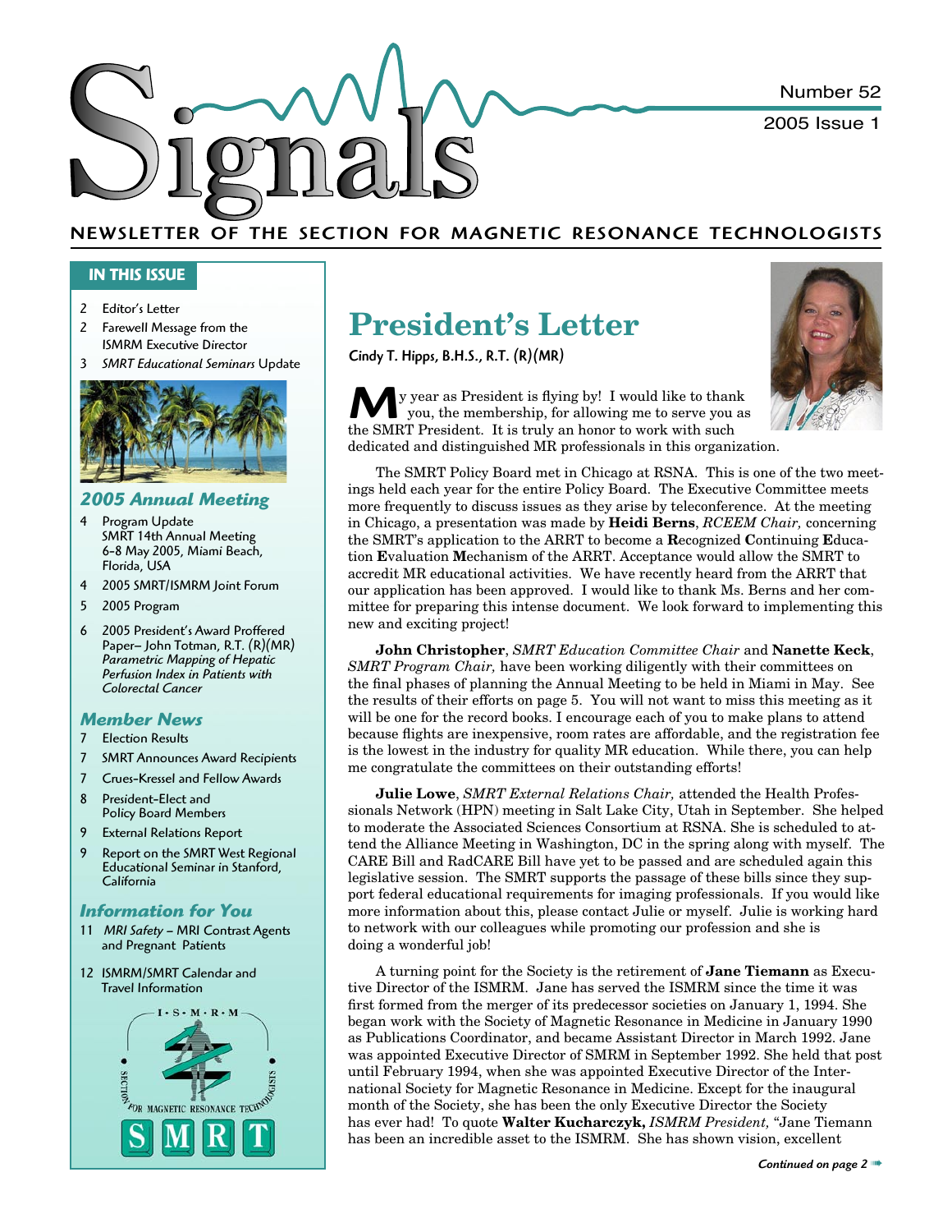# Signals

Number 52

2005 Issue 1

NEWSLETTER OF THE SECTION FOR MAGNETIC RESONANCE TECHNOLOGISTS

## IN THIS ISSUE

- 2 Editor's Letter
- 2 Farewell Message from the ISMRM Executive Director
- 3 *SMRT Educational Seminars* Update

### *2005 Annual Meeting*

- 4 Program Update SMRT 14th Annual Meeting 6-8 May 2005, Miami Beach, Florida, USA
- 4 2005 SMRT/ISMRM Joint Forum
- 5 2005 Program
- 6 2005 President's Award Proffered Paper– John Totman, R.T. (R)(MR) *Parametric Mapping of Hepatic Perfusion Index in Patients with Colorectal Cancer*

### *Member News*

- 7 Election Results
- 7 SMRT Announces Award Recipients
- 7 Crues-Kressel and Fellow Awards
- 8 President-Elect and Policy Board Members
- 9 External Relations Report
- 9 Report on the SMRT West Regional Educational Seminar in Stanford, California

### *Information for You*

- 11 *MRI Safety* – MRI Contrast Agents and Pregnant Patients
- 12 ISMRM/SMRT Calendar and Travel Information

# President's Letter

**Cindy T. Hipps, B.H.S., R.T. (R)(MR)**

My year as President is flying by! I would like to thank you, the membership, for allowing me to serve you as the SMRT President. It is truly an honor to work with such dedicated and distinguished MR professionals in this organization.

The SMRT Policy Board met in Chicago at RSNA. This is one of the two meetings held each year for the entire Policy Board. The Executive Committee meets more frequently to discuss issues as they arise by teleconference. At the meeting in Chicago, a presentation was made by **Heidi Berns**, *RCEEM Chair,* concerning the SMRT's application to the ARRT to become a **R**ecognized **C**ontinuing **E**ducation **E**valuation **M**echanism of the ARRT. Acceptance would allow the SMRT to accredit MR educational activities. We have recently heard from the ARRT that our application has been approved. I would like to thank Ms. Berns and her committee for preparing this intense document. We look forward to implementing this new and exciting project!

**John Christopher**, *SMRT Education Committee Chair* and **Nanette Keck**, *SMRT Program Chair,* have been working diligently with their committees on the final phases of planning the Annual Meeting to be held in Miami in May. See the results of their efforts on page 5. You will not want to miss this meeting as it will be one for the record books. I encourage each of you to make plans to attend because flights are inexpensive, room rates are affordable, and the registration fee is the lowest in the industry for quality MR education. While there, you can help me congratulate the committees on their outstanding efforts!

**Julie Lowe**, *SMRT External Relations Chair,* attended the Health Professionals Network (HPN) meeting in Salt Lake City, Utah in September. She helped to moderate the Associated Sciences Consortium at RSNA. She is scheduled to attend the Alliance Meeting in Washington, DC in the spring along with myself. The CARE Bill and RadCARE Bill have yet to be passed and are scheduled again this legislative session. The SMRT supports the passage of these bills since they support federal educational requirements for imaging professionals. If you would like more information about this, please contact Julie or myself. Julie is working hard to network with our colleagues while promoting our profession and she is doing a wonderful job!

A turning point for the Society is the retirement of **Jane Tiemann** as Executive Director of the ISMRM. Jane has served the ISMRM since the time it was first formed from the merger of its predecessor societies on January 1, 1994. She began work with the Society of Magnetic Resonance in Medicine in January 1990 as Publications Coordinator, and became Assistant Director in March 1992. Jane was appointed Executive Director of SMRM in September 1992. She held that post until February 1994, when she was appointed Executive Director of the International Society for Magnetic Resonance in Medicine. Except for the inaugural month of the Society, she has been the only Executive Director the Society has ever had! To quote **Walter Kucharczyk,** *ISMRM President,* "Jane Tiemann has been an incredible asset to the ISMRM. She has shown vision, excellent

*Continued on page 2*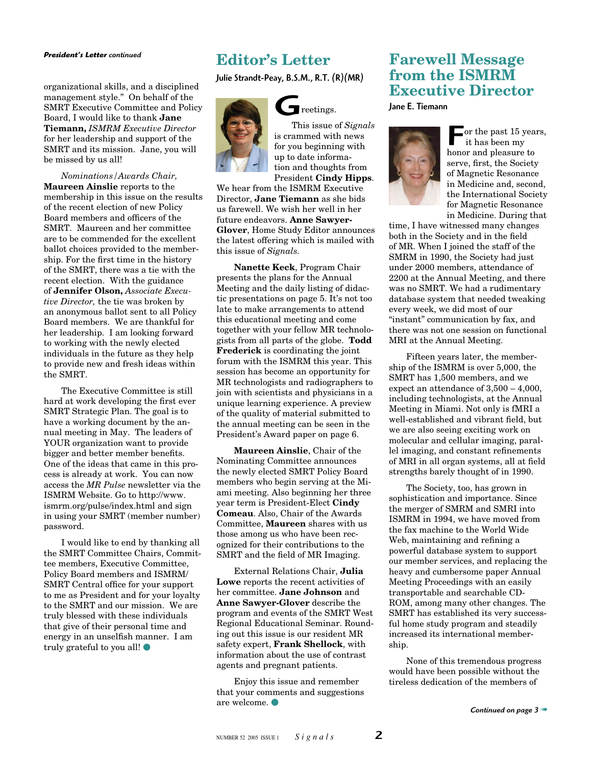*President's Letter continued*

organizational skills, and a disciplined management style." On behalf of the SMRT Executive Committee and Policy Board, I would like to thank **Jane Tiemann,** *ISMRM Executive Director* for her leadership and support of the SMRT and its mission. Jane, you will be missed by us all!

*Nominations/Awards Chair,* **Maureen Ainslie** reports to the membership in this issue on the results of the recent election of new Policy Board members and officers of the SMRT. Maureen and her committee are to be commended for the excellent ballot choices provided to the membership. For the first time in the history of the SMRT, there was a tie with the recent election. With the guidance of **Jennifer Olson,** *Associate Executive Director,* the tie was broken by an anonymous ballot sent to all Policy Board members. We are thankful for her leadership. I am looking forward to working with the newly elected individuals in the future as they help to provide new and fresh ideas within the SMRT.

The Executive Committee is still hard at work developing the first ever SMRT Strategic Plan. The goal is to have a working document by the annual meeting in May. The leaders of YOUR organization want to provide bigger and better member benefits. One of the ideas that came in this process is already at work. You can now access the *MR Pulse* newsletter via the ISMRM Website. Go to http://www.ismrm.org/pulse/index.html and sign in using your SMRT (member number) password.

I would like to end by thanking all the SMRT Committee Chairs, Committee members, Executive Committee, Policy Board members and ISMRM/SMRT Central office for your support to me as President and for your loyalty to the SMRT and our mission. We are truly blessed with these individuals that give of their personal time and energy in an unselfish manner. I am truly grateful to you all!

# Editor's Letter

Julie Strandt-Peay, B.S.M., R.T. (R)(MR)

Greetings.

This issue of *Signals* is crammed with news for you beginning with up to date information and thoughts from President **Cindy Hipps**. We hear from the ISMRM Executive Director, **Jane Tiemann** as she bids us farewell. We wish her well in her future endeavors. **Anne Sawyer-Glover**, Home Study Editor announces the latest offering which is mailed with this issue of *Signals.*

**Nanette Keck**, Program Chair presents the plans for the Annual Meeting and the daily listing of didactic presentations on page 5. It's not too late to make arrangements to attend this educational meeting and come together with your fellow MR technologists from all parts of the globe. **Todd Frederick** is coordinating the joint forum with the ISMRM this year. This session has become an opportunity for MR technologists and radiographers to join with scientists and physicians in a unique learning experience. A preview of the quality of material submitted to the annual meeting can be seen in the President's Award paper on page 6.

**Maureen Ainslie**, Chair of the Nominating Committee announces the newly elected SMRT Policy Board members who begin serving at the Miami meeting. Also beginning her three year term is President-Elect **Cindy Comeau**. Also, Chair of the Awards Committee, **Maureen** shares with us those among us who have been recognized for their contributions to the SMRT and the field of MR Imaging.

External Relations Chair, **Julia Lowe** reports the recent activities of her committee. **Jane Johnson** and **Anne Sawyer-Glover** describe the program and events of the SMRT West Regional Educational Seminar. Rounding out this issue is our resident MR safety expert, **Frank Shellock**, with information about the use of contrast agents and pregnant patients.

Enjoy this issue and remember that your comments and suggestions are welcome.

# Farewell Message from the ISMRM Executive Director

Jane E. Tiemann

For the past 15 years, it has been my honor and pleasure to serve, first, the Society of Magnetic Resonance in Medicine and, second, the International Society for Magnetic Resonance in Medicine. During that time, I have witnessed many changes both in the Society and in the field of MR. When I joined the staff of the SMRM in 1990, the Society had just under 2000 members, attendance of 2200 at the Annual Meeting, and there was no SMRT. We had a rudimentary database system that needed tweaking every week, we did most of our "instant" communication by fax, and there was not one session on functional MRI at the Annual Meeting.

Fifteen years later, the membership of the ISMRM is over 5,000, the SMRT has 1,500 members, and we expect an attendance of 3,500 – 4,000, including technologists, at the Annual Meeting in Miami. Not only is fMRI a well-established and vibrant field, but we are also seeing exciting work on molecular and cellular imaging, parallel imaging, and constant refinements of MRI in all organ systems, all at field strengths barely thought of in 1990.

The Society, too, has grown in sophistication and importance. Since the merger of SMRM and SMRI into ISMRM in 1994, we have moved from the fax machine to the World Wide Web, maintaining and refining a powerful database system to support our member services, and replacing the heavy and cumbersome paper Annual Meeting Proceedings with an easily transportable and searchable CD-ROM, among many other changes. The SMRT has established its very successful home study program and steadily increased its international membership.

None of this tremendous progress would have been possible without the tireless dedication of the members of

*Continued on page 3*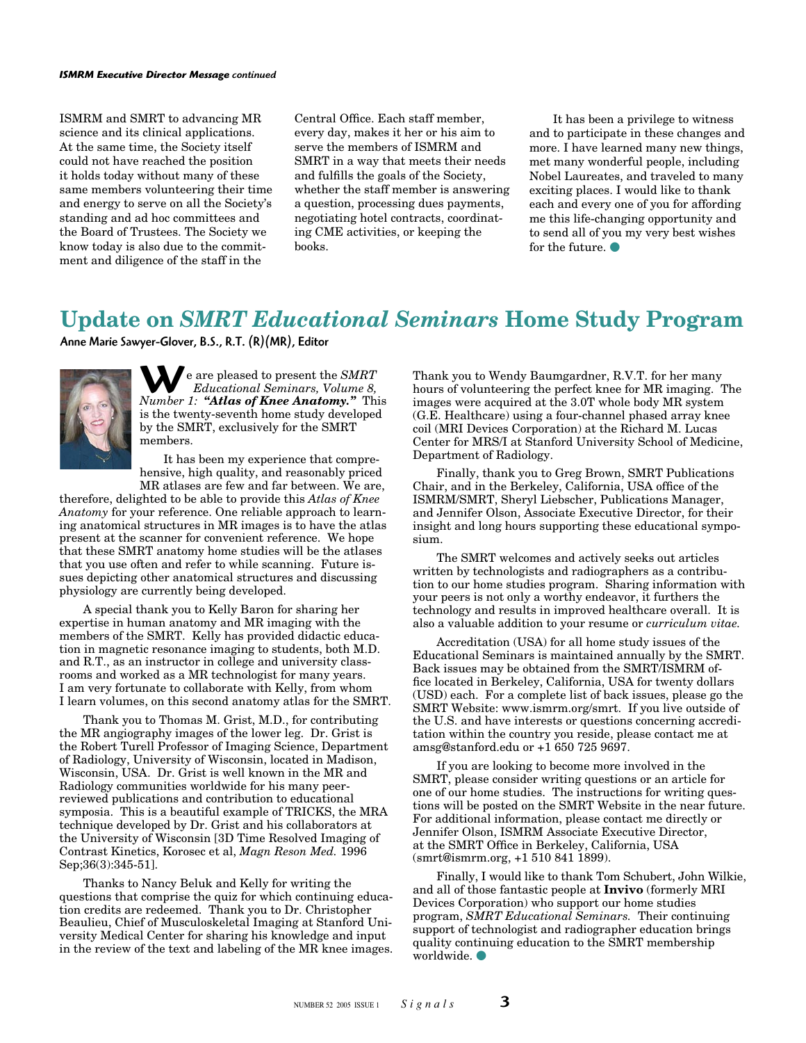*ISMRM Executive Director Message continued*

ISMRM and SMRT to advancing MR science and its clinical applications. At the same time, the Society itself could not have reached the position it holds today without many of these same members volunteering their time and energy to serve on all the Society's standing and ad hoc committees and the Board of Trustees. The Society we know today is also due to the commitment and diligence of the staff in the Central Office. Each staff member, every day, makes it her or his aim to serve the members of ISMRM and SMRT in a way that meets their needs and fulfills the goals of the Society, whether the staff member is answering a question, processing dues payments, negotiating hotel contracts, coordinating CME activities, or keeping the books.

It has been a privilege to witness and to participate in these changes and more. I have learned many new things, met many wonderful people, including Nobel Laureates, and traveled to many exciting places. I would like to thank each and every one of you for affording me this life-changing opportunity and to send all of you my very best wishes for the future.

# Update on *SMRT Educational Seminars* Home Study Program

**Anne Marie Sawyer-Glover, B.S., R.T. (R)(MR), Editor**

We are pleased to present the *SMRT Educational Seminars, Volume 8, Number 1:* ***"Atlas of Knee Anatomy."*** This is the twenty-seventh home study developed by the SMRT, exclusively for the SMRT members.

It has been my experience that comprehensive, high quality, and reasonably priced MR atlases are few and far between. We are, therefore, delighted to be able to provide this *Atlas of Knee Anatomy* for your reference. One reliable approach to learning anatomical structures in MR images is to have the atlas present at the scanner for convenient reference. We hope that these SMRT anatomy home studies will be the atlases that you use often and refer to while scanning. Future issues depicting other anatomical structures and discussing physiology are currently being developed.

A special thank you to Kelly Baron for sharing her expertise in human anatomy and MR imaging with the members of the SMRT. Kelly has provided didactic education in magnetic resonance imaging to students, both M.D. and R.T., as an instructor in college and university classrooms and worked as a MR technologist for many years. I am very fortunate to collaborate with Kelly, from whom I learn volumes, on this second anatomy atlas for the SMRT.

Thank you to Thomas M. Grist, M.D., for contributing the MR angiography images of the lower leg. Dr. Grist is the Robert Turell Professor of Imaging Science, Department of Radiology, University of Wisconsin, located in Madison, Wisconsin, USA. Dr. Grist is well known in the MR and Radiology communities worldwide for his many peer-reviewed publications and contribution to educational symposia. This is a beautiful example of TRICKS, the MRA technique developed by Dr. Grist and his collaborators at the University of Wisconsin [3D Time Resolved Imaging of Contrast Kinetics, Korosec et al, *Magn Reson Med.* 1996 Sep;36(3):345-51].

Thanks to Nancy Beluk and Kelly for writing the questions that comprise the quiz for which continuing education credits are redeemed. Thank you to Dr. Christopher Beaulieu, Chief of Musculoskeletal Imaging at Stanford University Medical Center for sharing his knowledge and input in the review of the text and labeling of the MR knee images.

Thank you to Wendy Baumgardner, R.V.T. for her many hours of volunteering the perfect knee for MR imaging. The images were acquired at the 3.0T whole body MR system (G.E. Healthcare) using a four-channel phased array knee coil (MRI Devices Corporation) at the Richard M. Lucas Center for MRS/I at Stanford University School of Medicine, Department of Radiology.

Finally, thank you to Greg Brown, SMRT Publications Chair, and in the Berkeley, California, USA office of the ISMRM/SMRT, Sheryl Liebscher, Publications Manager, and Jennifer Olson, Associate Executive Director, for their insight and long hours supporting these educational symposium.

The SMRT welcomes and actively seeks out articles written by technologists and radiographers as a contribution to our home studies program. Sharing information with your peers is not only a worthy endeavor, it furthers the technology and results in improved healthcare overall. It is also a valuable addition to your resume or *curriculum vitae.*

Accreditation (USA) for all home study issues of the Educational Seminars is maintained annually by the SMRT. Back issues may be obtained from the SMRT/ISMRM office located in Berkeley, California, USA for twenty dollars (USD) each. For a complete list of back issues, please go the SMRT Website: www.ismrm.org/smrt. If you live outside of the U.S. and have interests or questions concerning accreditation within the country you reside, please contact me at amsg@stanford.edu or +1 650 725 9697.

If you are looking to become more involved in the SMRT, please consider writing questions or an article for one of our home studies. The instructions for writing questions will be posted on the SMRT Website in the near future. For additional information, please contact me directly or Jennifer Olson, ISMRM Associate Executive Director, at the SMRT Office in Berkeley, California, USA (smrt@ismrm.org, +1 510 841 1899).

Finally, I would like to thank Tom Schubert, John Wilkie, and all of those fantastic people at **Invivo** (formerly MRI Devices Corporation) who support our home studies program, *SMRT Educational Seminars.* Their continuing support of technologist and radiographer education brings quality continuing education to the SMRT membership worldwide.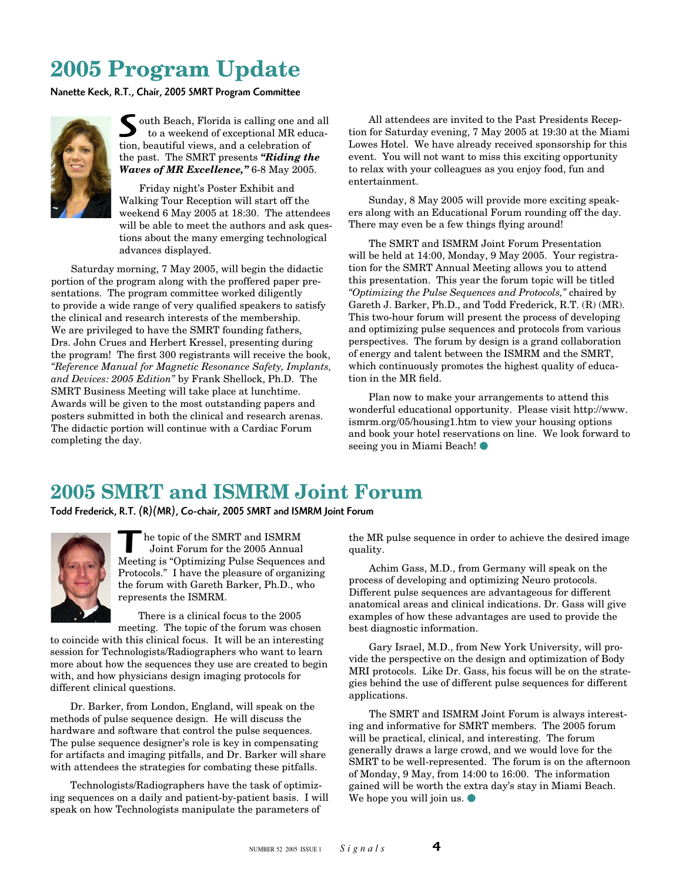# 2005 Program Update

**Nanette Keck, R.T., Chair, 2005 SMRT Program Committee**

South Beach, Florida is calling one and all to a weekend of exceptional MR education, beautiful views, and a celebration of the past. The SMRT presents ***"Riding the Waves of MR Excellence,"*** 6-8 May 2005.

Friday night's Poster Exhibit and Walking Tour Reception will start off the weekend 6 May 2005 at 18:30. The attendees will be able to meet the authors and ask questions about the many emerging technological advances displayed.

Saturday morning, 7 May 2005, will begin the didactic portion of the program along with the proffered paper presentations. The program committee worked diligently to provide a wide range of very qualified speakers to satisfy the clinical and research interests of the membership. We are privileged to have the SMRT founding fathers, Drs. John Crues and Herbert Kressel, presenting during the program! The first 300 registrants will receive the book, *"Reference Manual for Magnetic Resonance Safety, Implants, and Devices: 2005 Edition"* by Frank Shellock, Ph.D. The SMRT Business Meeting will take place at lunchtime. Awards will be given to the most outstanding papers and posters submitted in both the clinical and research arenas. The didactic portion will continue with a Cardiac Forum completing the day.

All attendees are invited to the Past Presidents Reception for Saturday evening, 7 May 2005 at 19:30 at the Miami Lowes Hotel. We have already received sponsorship for this event. You will not want to miss this exciting opportunity to relax with your colleagues as you enjoy food, fun and entertainment.

Sunday, 8 May 2005 will provide more exciting speakers along with an Educational Forum rounding off the day. There may even be a few things flying around!

The SMRT and ISMRM Joint Forum Presentation will be held at 14:00, Monday, 9 May 2005. Your registration for the SMRT Annual Meeting allows you to attend this presentation. This year the forum topic will be titled *"Optimizing the Pulse Sequences and Protocols,"* chaired by Gareth J. Barker, Ph.D., and Todd Frederick, R.T. (R) (MR). This two-hour forum will present the process of developing and optimizing pulse sequences and protocols from various perspectives. The forum by design is a grand collaboration of energy and talent between the ISMRM and the SMRT, which continuously promotes the highest quality of education in the MR field.

Plan now to make your arrangements to attend this wonderful educational opportunity. Please visit http://www.ismrm.org/05/housing1.htm to view your housing options and book your hotel reservations on line. We look forward to seeing you in Miami Beach!

# 2005 SMRT and ISMRM Joint Forum

**Todd Frederick, R.T. (R)(MR), Co-chair, 2005 SMRT and ISMRM Joint Forum**

The topic of the SMRT and ISMRM Joint Forum for the 2005 Annual Meeting is "Optimizing Pulse Sequences and Protocols." I have the pleasure of organizing the forum with Gareth Barker, Ph.D., who represents the ISMRM.

There is a clinical focus to the 2005 meeting. The topic of the forum was chosen to coincide with this clinical focus. It will be an interesting session for Technologists/Radiographers who want to learn more about how the sequences they use are created to begin with, and how physicians design imaging protocols for different clinical questions.

Dr. Barker, from London, England, will speak on the methods of pulse sequence design. He will discuss the hardware and software that control the pulse sequences. The pulse sequence designer's role is key in compensating for artifacts and imaging pitfalls, and Dr. Barker will share with attendees the strategies for combating these pitfalls.

Technologists/Radiographers have the task of optimizing sequences on a daily and patient-by-patient basis. I will speak on how Technologists manipulate the parameters of the MR pulse sequence in order to achieve the desired image quality.

Achim Gass, M.D., from Germany will speak on the process of developing and optimizing Neuro protocols. Different pulse sequences are advantageous for different anatomical areas and clinical indications. Dr. Gass will give examples of how these advantages are used to provide the best diagnostic information.

Gary Israel, M.D., from New York University, will provide the perspective on the design and optimization of Body MRI protocols. Like Dr. Gass, his focus will be on the strategies behind the use of different pulse sequences for different applications.

The SMRT and ISMRM Joint Forum is always interesting and informative for SMRT members. The 2005 forum will be practical, clinical, and interesting. The forum generally draws a large crowd, and we would love for the SMRT to be well-represented. The forum is on the afternoon of Monday, 9 May, from 14:00 to 16:00. The information gained will be worth the extra day's stay in Miami Beach. We hope you will join us.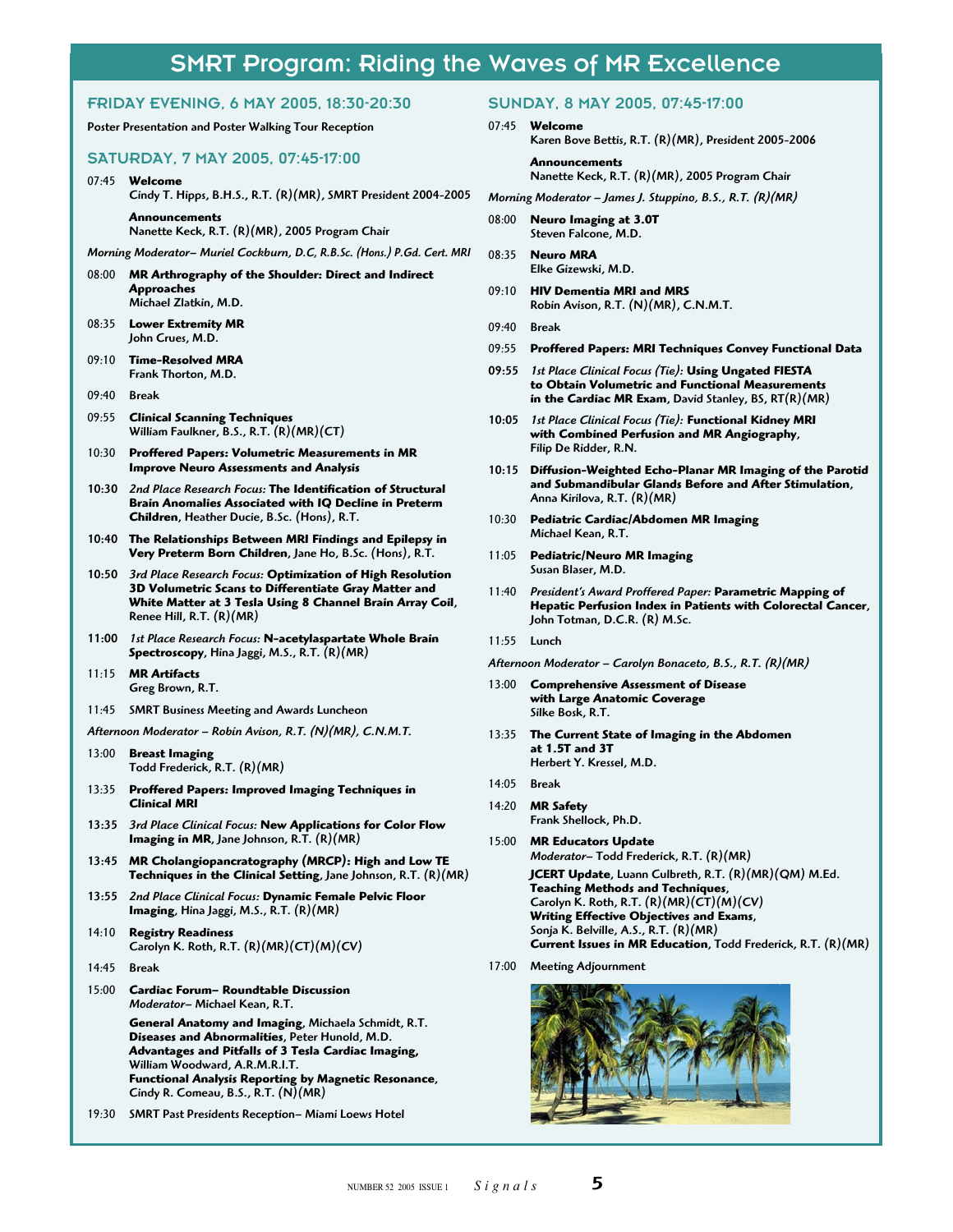# SMRT Program: Riding the Waves of MR Excellence

## FRIDAY EVENING, 6 MAY 2005, 18:30-20:30

Poster Presentation and Poster Walking Tour Reception

## SATURDAY, 7 MAY 2005, 07:45-17:00

07:45 **Welcome**
Cindy T. Hipps, B.H.S., R.T. (R)(MR), SMRT President 2004-2005

**Announcements**
Nanette Keck, R.T. (R)(MR), 2005 Program Chair

*Morning Moderator– Muriel Cockburn, D.C, R.B.Sc. (Hons.) P.Gd. Cert. MRI*

08:00 **MR Arthrography of the Shoulder: Direct and Indirect Approaches**
Michael Zlatkin, M.D.

08:35 **Lower Extremity MR**
John Crues, M.D.

09:10 **Time-Resolved MRA**
Frank Thorton, M.D.

09:40 Break

09:55 **Clinical Scanning Techniques**
William Faulkner, B.S., R.T. (R)(MR)(CT)

10:30 **Proffered Papers: Volumetric Measurements in MR Improve Neuro Assessments and Analysis**

**10:30** *2nd Place Research Focus:* **The Identification of Structural Brain Anomalies Associated with IQ Decline in Preterm Children**, Heather Ducie, B.Sc. (Hons), R.T.

**10:40** **The Relationships Between MRI Findings and Epilepsy in Very Preterm Born Children**, Jane Ho, B.Sc. (Hons), R.T.

**10:50** *3rd Place Research Focus:* **Optimization of High Resolution 3D Volumetric Scans to Differentiate Gray Matter and White Matter at 3 Tesla Using 8 Channel Brain Array Coil**, Renee Hill, R.T. (R)(MR)

**11:00** *1st Place Research Focus:* **N-acetylaspartate Whole Brain Spectroscopy**, Hina Jaggi, M.S., R.T. (R)(MR)

11:15 **MR Artifacts**
Greg Brown, R.T.

11:45 SMRT Business Meeting and Awards Luncheon

*Afternoon Moderator – Robin Avison, R.T. (N)(MR), C.N.M.T.*

13:00 **Breast Imaging**
Todd Frederick, R.T. (R)(MR)

13:35 **Proffered Papers: Improved Imaging Techniques in Clinical MRI**

**13:35** *3rd Place Clinical Focus:* **New Applications for Color Flow Imaging in MR**, Jane Johnson, R.T. (R)(MR)

**13:45** **MR Cholangiopancratography (MRCP): High and Low TE Techniques in the Clinical Setting**, Jane Johnson, R.T. (R)(MR)

**13:55** *2nd Place Clinical Focus:* **Dynamic Female Pelvic Floor Imaging**, Hina Jaggi, M.S., R.T. (R)(MR)

14:10 **Registry Readiness**
Carolyn K. Roth, R.T. (R)(MR)(CT)(M)(CV)

14:45 Break

15:00 **Cardiac Forum– Roundtable Discussion**
*Moderator–* Michael Kean, R.T.

**General Anatomy and Imaging**, Michaela Schmidt, R.T.
**Diseases and Abnormalities**, Peter Hunold, M.D.
**Advantages and Pitfalls of 3 Tesla Cardiac Imaging,** William Woodward, A.R.M.R.I.T.
**Functional Analysis Reporting by Magnetic Resonance**, Cindy R. Comeau, B.S., R.T. (N)(MR)

19:30 SMRT Past Presidents Reception– Miami Loews Hotel

## SUNDAY, 8 MAY 2005, 07:45-17:00

07:45 **Welcome**
Karen Bove Bettis, R.T. (R)(MR), President 2005-2006

**Announcements**
Nanette Keck, R.T. (R)(MR), 2005 Program Chair

*Morning Moderator – James J. Stuppino, B.S., R.T. (R)(MR)*

08:00 **Neuro Imaging at 3.0T**
Steven Falcone, M.D.

08:35 **Neuro MRA**
Elke Gizewski, M.D.

09:10 **HIV Dementia MRI and MRS**
Robin Avison, R.T. (N)(MR), C.N.M.T.

09:40 Break

09:55 **Proffered Papers: MRI Techniques Convey Functional Data**

**09:55** *1st Place Clinical Focus (Tie):* **Using Ungated FIESTA to Obtain Volumetric and Functional Measurements in the Cardiac MR Exam**, David Stanley, BS, RT(R)(MR)

**10:05** *1st Place Clinical Focus (Tie):* **Functional Kidney MRI with Combined Perfusion and MR Angiography,** Filip De Ridder, R.N.

**10:15** **Diffusion-Weighted Echo-Planar MR Imaging of the Parotid and Submandibular Glands Before and After Stimulation,** Anna Kirilova, R.T. (R)(MR)

10:30 **Pediatric Cardiac/Abdomen MR Imaging**
Michael Kean, R.T.

11:05 **Pediatric/Neuro MR Imaging**
Susan Blaser, M.D.

11:40 *President's Award Proffered Paper:* **Parametric Mapping of Hepatic Perfusion Index in Patients with Colorectal Cancer**, John Totman, D.C.R. (R) M.Sc.

11:55 Lunch

*Afternoon Moderator – Carolyn Bonaceto, B.S., R.T. (R)(MR)*

13:00 **Comprehensive Assessment of Disease with Large Anatomic Coverage**
Silke Bosk, R.T.

13:35 **The Current State of Imaging in the Abdomen at 1.5T and 3T**
Herbert Y. Kressel, M.D.

14:05 Break

14:20 **MR Safety**
Frank Shellock, Ph.D.

15:00 **MR Educators Update**
*Moderator–* Todd Frederick, R.T. (R)(MR)

**JCERT Update**, Luann Culbreth, R.T. (R)(MR)(QM) M.Ed.
**Teaching Methods and Techniques,** Carolyn K. Roth, R.T. (R)(MR)(CT)(M)(CV)
**Writing Effective Objectives and Exams,** Sonja K. Belville, A.S., R.T. (R)(MR)
**Current Issues in MR Education**, Todd Frederick, R.T. (R)(MR)

17:00 Meeting Adjournment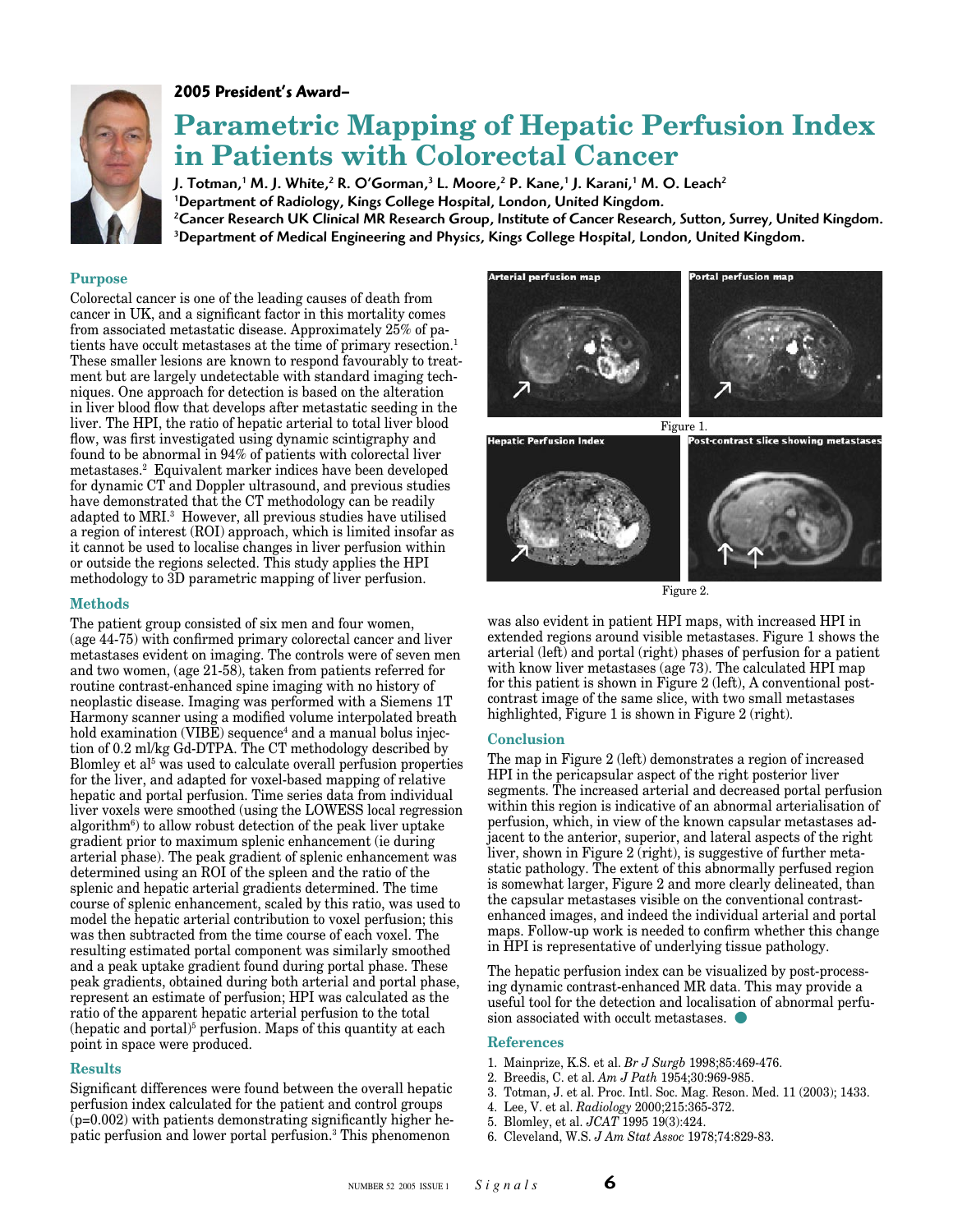**2005 President's Award–**

# Parametric Mapping of Hepatic Perfusion Index in Patients with Colorectal Cancer

**J. Totman,[1] M. J. White,[2] R. O'Gorman,[3] L. Moore,[2] P. Kane,[1] J. Karani,[1] M. O. Leach[2]**
**[1]Department of Radiology, Kings College Hospital, London, United Kingdom.**
**[2]Cancer Research UK Clinical MR Research Group, Institute of Cancer Research, Sutton, Surrey, United Kingdom.**
**[3]Department of Medical Engineering and Physics, Kings College Hospital, London, United Kingdom.**

## Purpose

Colorectal cancer is one of the leading causes of death from cancer in UK, and a significant factor in this mortality comes from associated metastatic disease. Approximately 25% of patients have occult metastases at the time of primary resection.[1] These smaller lesions are known to respond favourably to treatment but are largely undetectable with standard imaging techniques. One approach for detection is based on the alteration in liver blood flow that develops after metastatic seeding in the liver. The HPI, the ratio of hepatic arterial to total liver blood flow, was first investigated using dynamic scintigraphy and found to be abnormal in 94% of patients with colorectal liver metastases.[2] Equivalent marker indices have been developed for dynamic CT and Doppler ultrasound, and previous studies have demonstrated that the CT methodology can be readily adapted to MRI.[3] However, all previous studies have utilised a region of interest (ROI) approach, which is limited insofar as it cannot be used to localise changes in liver perfusion within or outside the regions selected. This study applies the HPI methodology to 3D parametric mapping of liver perfusion.

## Methods

The patient group consisted of six men and four women, (age 44-75) with confirmed primary colorectal cancer and liver metastases evident on imaging. The controls were of seven men and two women, (age 21-58), taken from patients referred for routine contrast-enhanced spine imaging with no history of neoplastic disease. Imaging was performed with a Siemens 1T Harmony scanner using a modified volume interpolated breath hold examination (VIBE) sequence[4] and a manual bolus injection of 0.2 ml/kg Gd-DTPA. The CT methodology described by Blomley et al[5] was used to calculate overall perfusion properties for the liver, and adapted for voxel-based mapping of relative hepatic and portal perfusion. Time series data from individual liver voxels were smoothed (using the LOWESS local regression algorithm[6]) to allow robust detection of the peak liver uptake gradient prior to maximum splenic enhancement (ie during arterial phase). The peak gradient of splenic enhancement was determined using an ROI of the spleen and the ratio of the splenic and hepatic arterial gradients determined. The time course of splenic enhancement, scaled by this ratio, was used to model the hepatic arterial contribution to voxel perfusion; this was then subtracted from the time course of each voxel. The resulting estimated portal component was similarly smoothed and a peak uptake gradient found during portal phase. These peak gradients, obtained during both arterial and portal phase, represent an estimate of perfusion; HPI was calculated as the ratio of the apparent hepatic arterial perfusion to the total (hepatic and portal)[5] perfusion. Maps of this quantity at each point in space were produced.

## Results

Significant differences were found between the overall hepatic perfusion index calculated for the patient and control groups ($p=0.002$) with patients demonstrating significantly higher hepatic perfusion and lower portal perfusion.[3] This phenomenon was also evident in patient HPI maps, with increased HPI in extended regions around visible metastases. Figure 1 shows the arterial (left) and portal (right) phases of perfusion for a patient with know liver metastases (age 73). The calculated HPI map for this patient is shown in Figure 2 (left), A conventional post-contrast image of the same slice, with two small metastases highlighted, Figure 1 is shown in Figure 2 (right).

Figure 1.

Figure 2.

## Conclusion

The map in Figure 2 (left) demonstrates a region of increased HPI in the pericapsular aspect of the right posterior liver segments. The increased arterial and decreased portal perfusion within this region is indicative of an abnormal arterialisation of perfusion, which, in view of the known capsular metastases adjacent to the anterior, superior, and lateral aspects of the right liver, shown in Figure 2 (right), is suggestive of further metastatic pathology. The extent of this abnormally perfused region is somewhat larger, Figure 2 and more clearly delineated, than the capsular metastases visible on the conventional contrast-enhanced images, and indeed the individual arterial and portal maps. Follow-up work is needed to confirm whether this change in HPI is representative of underlying tissue pathology.

The hepatic perfusion index can be visualized by post-processing dynamic contrast-enhanced MR data. This may provide a useful tool for the detection and localisation of abnormal perfusion associated with occult metastases.

## References

1. Mainprize, K.S. et al. *Br J Surgb* 1998;85:469-476.
2. Breedis, C. et al. *Am J Path* 1954;30:969-985.
3. Totman, J. et al. Proc. Intl. Soc. Mag. Reson. Med. 11 (2003); 1433.
4. Lee, V. et al. *Radiology* 2000;215:365-372.
5. Blomley, et al. *JCAT* 1995 19(3):424.
6. Cleveland, W.S. *J Am Stat Assoc* 1978;74:829-83.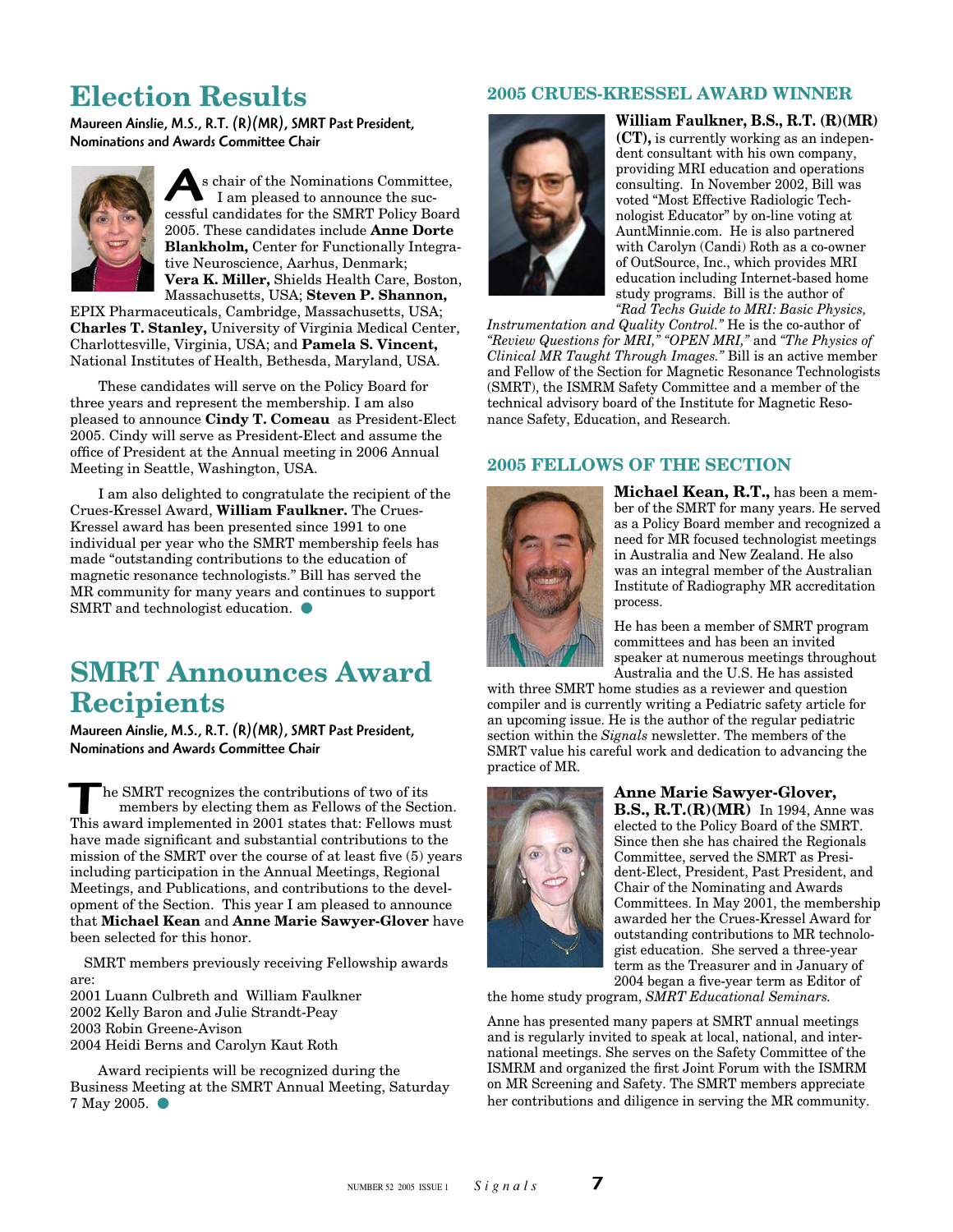# Election Results

**Maureen Ainslie, M.S., R.T. (R)(MR), SMRT Past President, Nominations and Awards Committee Chair**

As chair of the Nominations Committee, I am pleased to announce the successful candidates for the SMRT Policy Board 2005. These candidates include **Anne Dorte Blankholm,** Center for Functionally Integrative Neuroscience, Aarhus, Denmark; **Vera K. Miller,** Shields Health Care, Boston, Massachusetts, USA; **Steven P. Shannon,** EPIX Pharmaceuticals, Cambridge, Massachusetts, USA; **Charles T. Stanley,** University of Virginia Medical Center, Charlottesville, Virginia, USA; and **Pamela S. Vincent,** National Institutes of Health, Bethesda, Maryland, USA.

These candidates will serve on the Policy Board for three years and represent the membership. I am also pleased to announce **Cindy T. Comeau** as President-Elect 2005. Cindy will serve as President-Elect and assume the office of President at the Annual meeting in 2006 Annual Meeting in Seattle, Washington, USA.

I am also delighted to congratulate the recipient of the Crues-Kressel Award, **William Faulkner.** The Crues-Kressel award has been presented since 1991 to one individual per year who the SMRT membership feels has made "outstanding contributions to the education of magnetic resonance technologists." Bill has served the MR community for many years and continues to support SMRT and technologist education.

# SMRT Announces Award Recipients

**Maureen Ainslie, M.S., R.T. (R)(MR), SMRT Past President, Nominations and Awards Committee Chair**

The SMRT recognizes the contributions of two of its members by electing them as Fellows of the Section. This award implemented in 2001 states that: Fellows must have made significant and substantial contributions to the mission of the SMRT over the course of at least five (5) years including participation in the Annual Meetings, Regional Meetings, and Publications, and contributions to the development of the Section. This year I am pleased to announce that **Michael Kean** and **Anne Marie Sawyer-Glover** have been selected for this honor.

SMRT members previously receiving Fellowship awards are:

2001 Luann Culbreth and William Faulkner
2002 Kelly Baron and Julie Strandt-Peay
2003 Robin Greene-Avison
2004 Heidi Berns and Carolyn Kaut Roth

Award recipients will be recognized during the Business Meeting at the SMRT Annual Meeting, Saturday 7 May 2005.

## 2005 CRUES-KRESSEL AWARD WINNER

**William Faulkner, B.S., R.T. (R)(MR) (CT),** is currently working as an independent consultant with his own company, providing MRI education and operations consulting. In November 2002, Bill was voted "Most Effective Radiologic Technologist Educator" by on-line voting at AuntMinnie.com. He is also partnered with Carolyn (Candi) Roth as a co-owner of OutSource, Inc., which provides MRI education including Internet-based home study programs. Bill is the author of *"Rad Techs Guide to MRI: Basic Physics, Instrumentation and Quality Control."* He is the co-author of *"Review Questions for MRI," "OPEN MRI,"* and *"The Physics of Clinical MR Taught Through Images."* Bill is an active member and Fellow of the Section for Magnetic Resonance Technologists (SMRT), the ISMRM Safety Committee and a member of the technical advisory board of the Institute for Magnetic Resonance Safety, Education, and Research.

## 2005 FELLOWS OF THE SECTION

**Michael Kean, R.T.,** has been a member of the SMRT for many years. He served as a Policy Board member and recognized a need for MR focused technologist meetings in Australia and New Zealand. He also was an integral member of the Australian Institute of Radiography MR accreditation process.

He has been a member of SMRT program committees and has been an invited speaker at numerous meetings throughout Australia and the U.S. He has assisted with three SMRT home studies as a reviewer and question compiler and is currently writing a Pediatric safety article for an upcoming issue. He is the author of the regular pediatric section within the *Signals* newsletter. The members of the SMRT value his careful work and dedication to advancing the practice of MR.

**Anne Marie Sawyer-Glover, B.S., R.T.(R)(MR)** In 1994, Anne was elected to the Policy Board of the SMRT. Since then she has chaired the Regionals Committee, served the SMRT as President-Elect, President, Past President, and Chair of the Nominating and Awards Committees. In May 2001, the membership awarded her the Crues-Kressel Award for outstanding contributions to MR technologist education. She served a three-year term as the Treasurer and in January of 2004 began a five-year term as Editor of the home study program, *SMRT Educational Seminars.*

Anne has presented many papers at SMRT annual meetings and is regularly invited to speak at local, national, and international meetings. She serves on the Safety Committee of the ISMRM and organized the first Joint Forum with the ISMRM on MR Screening and Safety. The SMRT members appreciate her contributions and diligence in serving the MR community.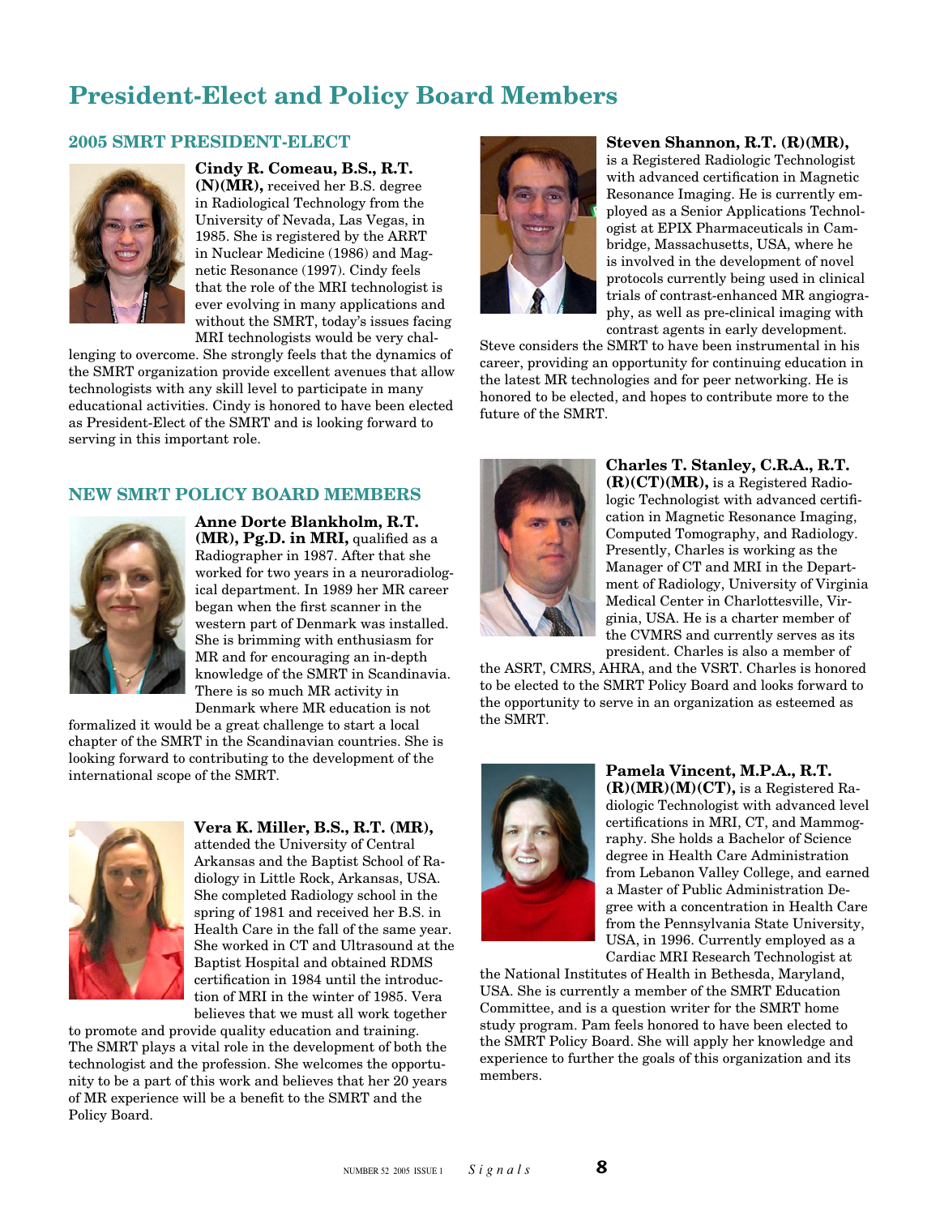# President-Elect and Policy Board Members

## 2005 SMRT PRESIDENT-ELECT

**Cindy R. Comeau, B.S., R.T. (N)(MR),** received her B.S. degree in Radiological Technology from the University of Nevada, Las Vegas, in 1985. She is registered by the ARRT in Nuclear Medicine (1986) and Magnetic Resonance (1997). Cindy feels that the role of the MRI technologist is ever evolving in many applications and without the SMRT, today's issues facing MRI technologists would be very challenging to overcome. She strongly feels that the dynamics of the SMRT organization provide excellent avenues that allow technologists with any skill level to participate in many educational activities. Cindy is honored to have been elected as President-Elect of the SMRT and is looking forward to serving in this important role.

## NEW SMRT POLICY BOARD MEMBERS

**Anne Dorte Blankholm, R.T. (MR), Pg.D. in MRI,** qualified as a Radiographer in 1987. After that she worked for two years in a neuroradiological department. In 1989 her MR career began when the first scanner in the western part of Denmark was installed. She is brimming with enthusiasm for MR and for encouraging an in-depth knowledge of the SMRT in Scandinavia. There is so much MR activity in Denmark where MR education is not formalized it would be a great challenge to start a local chapter of the SMRT in the Scandinavian countries. She is looking forward to contributing to the development of the international scope of the SMRT.

**Vera K. Miller, B.S., R.T. (MR),** attended the University of Central Arkansas and the Baptist School of Radiology in Little Rock, Arkansas, USA. She completed Radiology school in the spring of 1981 and received her B.S. in Health Care in the fall of the same year. She worked in CT and Ultrasound at the Baptist Hospital and obtained RDMS certification in 1984 until the introduction of MRI in the winter of 1985. Vera believes that we must all work together to promote and provide quality education and training. The SMRT plays a vital role in the development of both the technologist and the profession. She welcomes the opportunity to be a part of this work and believes that her 20 years of MR experience will be a benefit to the SMRT and the Policy Board.

**Steven Shannon, R.T. (R)(MR),** is a Registered Radiologic Technologist with advanced certification in Magnetic Resonance Imaging. He is currently employed as a Senior Applications Technologist at EPIX Pharmaceuticals in Cambridge, Massachusetts, USA, where he is involved in the development of novel protocols currently being used in clinical trials of contrast-enhanced MR angiography, as well as pre-clinical imaging with contrast agents in early development. Steve considers the SMRT to have been instrumental in his career, providing an opportunity for continuing education in the latest MR technologies and for peer networking. He is honored to be elected, and hopes to contribute more to the future of the SMRT.

**Charles T. Stanley, C.R.A., R.T. (R)(CT)(MR),** is a Registered Radiologic Technologist with advanced certification in Magnetic Resonance Imaging, Computed Tomography, and Radiology. Presently, Charles is working as the Manager of CT and MRI in the Department of Radiology, University of Virginia Medical Center in Charlottesville, Virginia, USA. He is a charter member of the CVMRS and currently serves as its president. Charles is also a member of the ASRT, CMRS, AHRA, and the VSRT. Charles is honored to be elected to the SMRT Policy Board and looks forward to the opportunity to serve in an organization as esteemed as the SMRT.

**Pamela Vincent, M.P.A., R.T. (R)(MR)(M)(CT),** is a Registered Radiologic Technologist with advanced level certifications in MRI, CT, and Mammography. She holds a Bachelor of Science degree in Health Care Administration from Lebanon Valley College, and earned a Master of Public Administration Degree with a concentration in Health Care from the Pennsylvania State University, USA, in 1996. Currently employed as a Cardiac MRI Research Technologist at the National Institutes of Health in Bethesda, Maryland, USA. She is currently a member of the SMRT Education Committee, and is a question writer for the SMRT home study program. Pam feels honored to have been elected to the SMRT Policy Board. She will apply her knowledge and experience to further the goals of this organization and its members.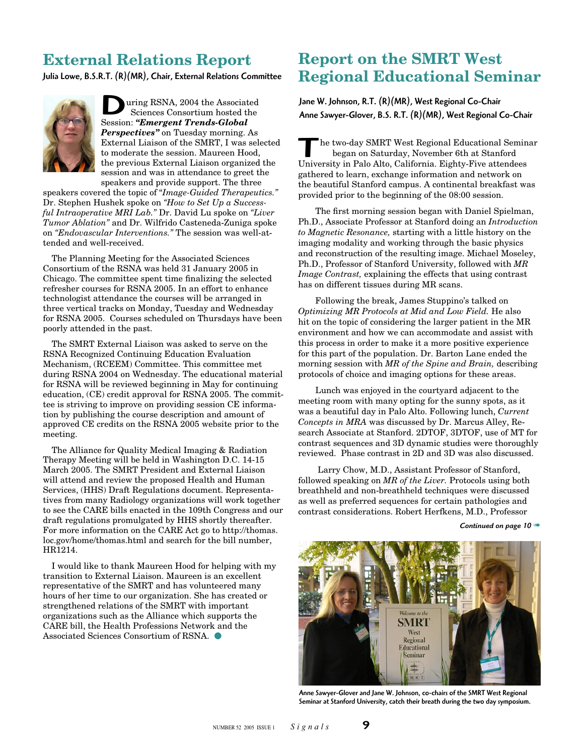## External Relations Report

**Julia Lowe, B.S.R.T. (R)(MR), Chair, External Relations Committee**

During RSNA, 2004 the Associated Sciences Consortium hosted the Session: ***"Emergent Trends-Global Perspectives"*** on Tuesday morning. As External Liaison of the SMRT, I was selected to moderate the session. Maureen Hood, the previous External Liaison organized the session and was in attendance to greet the speakers and provide support. The three speakers covered the topic of *"Image-Guided Therapeutics."* Dr. Stephen Hushek spoke on *"How to Set Up a Successful Intraoperative MRI Lab."* Dr. David Lu spoke on *"Liver Tumor Ablation"* and Dr. Wilfrido Casteneda-Zuniga spoke on *"Endovascular Interventions."* The session was well-attended and well-received.

The Planning Meeting for the Associated Sciences Consortium of the RSNA was held 31 January 2005 in Chicago. The committee spent time finalizing the selected refresher courses for RSNA 2005. In an effort to enhance technologist attendance the courses will be arranged in three vertical tracks on Monday, Tuesday and Wednesday for RSNA 2005. Courses scheduled on Thursdays have been poorly attended in the past.

The SMRT External Liaison was asked to serve on the RSNA Recognized Continuing Education Evaluation Mechanism, (RCEEM) Committee. This committee met during RSNA 2004 on Wednesday. The educational material for RSNA will be reviewed beginning in May for continuing education, (CE) credit approval for RSNA 2005. The committee is striving to improve on providing session CE information by publishing the course description and amount of approved CE credits on the RSNA 2005 website prior to the meeting.

The Alliance for Quality Medical Imaging & Radiation Therapy Meeting will be held in Washington D.C. 14-15 March 2005. The SMRT President and External Liaison will attend and review the proposed Health and Human Services, (HHS) Draft Regulations document. Representatives from many Radiology organizations will work together to see the CARE bills enacted in the 109th Congress and our draft regulations promulgated by HHS shortly thereafter. For more information on the CARE Act go to http://thomas.loc.gov/home/thomas.html and search for the bill number, HR1214.

I would like to thank Maureen Hood for helping with my transition to External Liaison. Maureen is an excellent representative of the SMRT and has volunteered many hours of her time to our organization. She has created or strengthened relations of the SMRT with important organizations such as the Alliance which supports the CARE bill, the Health Professions Network and the Associated Sciences Consortium of RSNA.

## Report on the SMRT West Regional Educational Seminar

**Jane W. Johnson, R.T. (R)(MR), West Regional Co-Chair**
**Anne Sawyer-Glover, B.S. R.T. (R)(MR), West Regional Co-Chair**

The two-day SMRT West Regional Educational Seminar began on Saturday, November 6th at Stanford University in Palo Alto, California. Eighty-Five attendees gathered to learn, exchange information and network on the beautiful Stanford campus. A continental breakfast was provided prior to the beginning of the 08:00 session.

The first morning session began with Daniel Spielman, Ph.D., Associate Professor at Stanford doing an *Introduction to Magnetic Resonance,* starting with a little history on the imaging modality and working through the basic physics and reconstruction of the resulting image. Michael Moseley, Ph.D., Professor of Stanford University, followed with *MR Image Contrast,* explaining the effects that using contrast has on different tissues during MR scans.

Following the break, James Stuppino's talked on *Optimizing MR Protocols at Mid and Low Field.* He also hit on the topic of considering the larger patient in the MR environment and how we can accommodate and assist with this process in order to make it a more positive experience for this part of the population. Dr. Barton Lane ended the morning session with *MR of the Spine and Brain,* describing protocols of choice and imaging options for these areas.

Lunch was enjoyed in the courtyard adjacent to the meeting room with many opting for the sunny spots, as it was a beautiful day in Palo Alto. Following lunch, *Current Concepts in MRA* was discussed by Dr. Marcus Alley, Research Associate at Stanford. 2DTOF, 3DTOF, use of MT for contrast sequences and 3D dynamic studies were thoroughly reviewed. Phase contrast in 2D and 3D was also discussed.

Larry Chow, M.D., Assistant Professor of Stanford, followed speaking on *MR of the Liver.* Protocols using both breathheld and non-breathheld techniques were discussed as well as preferred sequences for certain pathologies and contrast considerations. Robert Herfkens, M.D., Professor

*Continued on page 10*

Anne Sawyer-Glover and Jane W. Johnson, co-chairs of the SMRT West Regional Seminar at Stanford University, catch their breath during the two day symposium.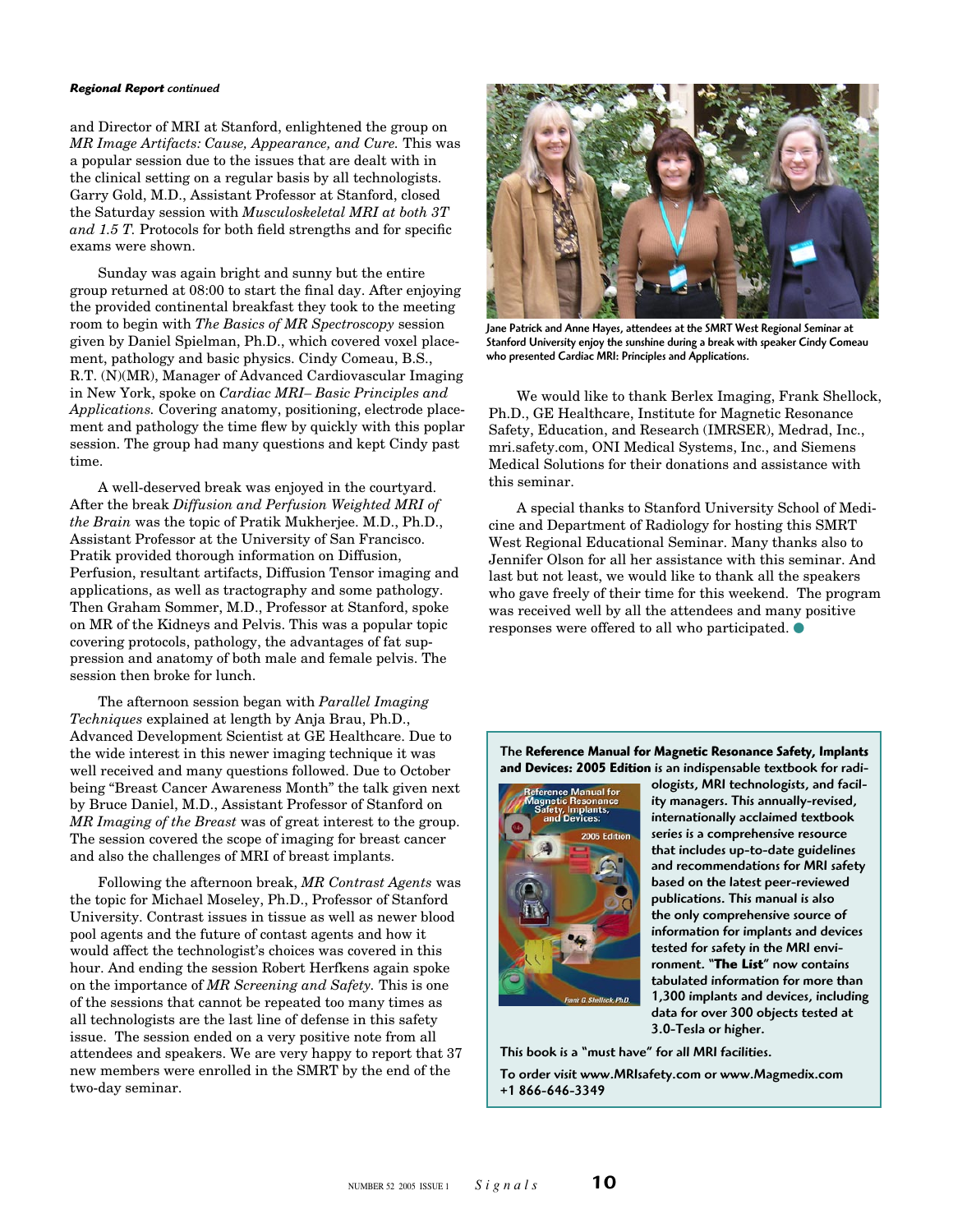***Regional Report** continued*

and Director of MRI at Stanford, enlightened the group on *MR Image Artifacts: Cause, Appearance, and Cure.* This was a popular session due to the issues that are dealt with in the clinical setting on a regular basis by all technologists. Garry Gold, M.D., Assistant Professor at Stanford, closed the Saturday session with *Musculoskeletal MRI at both 3T and 1.5 T.* Protocols for both field strengths and for specific exams were shown.

Sunday was again bright and sunny but the entire group returned at 08:00 to start the final day. After enjoying the provided continental breakfast they took to the meeting room to begin with *The Basics of MR Spectroscopy* session given by Daniel Spielman, Ph.D., which covered voxel placement, pathology and basic physics. Cindy Comeau, B.S., R.T. (N)(MR), Manager of Advanced Cardiovascular Imaging in New York, spoke on *Cardiac MRI– Basic Principles and Applications.* Covering anatomy, positioning, electrode placement and pathology the time flew by quickly with this poplar session. The group had many questions and kept Cindy past time.

A well-deserved break was enjoyed in the courtyard. After the break *Diffusion and Perfusion Weighted MRI of the Brain* was the topic of Pratik Mukherjee. M.D., Ph.D., Assistant Professor at the University of San Francisco. Pratik provided thorough information on Diffusion, Perfusion, resultant artifacts, Diffusion Tensor imaging and applications, as well as tractography and some pathology. Then Graham Sommer, M.D., Professor at Stanford, spoke on MR of the Kidneys and Pelvis. This was a popular topic covering protocols, pathology, the advantages of fat suppression and anatomy of both male and female pelvis. The session then broke for lunch.

The afternoon session began with *Parallel Imaging Techniques* explained at length by Anja Brau, Ph.D., Advanced Development Scientist at GE Healthcare. Due to the wide interest in this newer imaging technique it was well received and many questions followed. Due to October being "Breast Cancer Awareness Month" the talk given next by Bruce Daniel, M.D., Assistant Professor of Stanford on *MR Imaging of the Breast* was of great interest to the group. The session covered the scope of imaging for breast cancer and also the challenges of MRI of breast implants.

Following the afternoon break, *MR Contrast Agents* was the topic for Michael Moseley, Ph.D., Professor of Stanford University. Contrast issues in tissue as well as newer blood pool agents and the future of contast agents and how it would affect the technologist's choices was covered in this hour. And ending the session Robert Herfkens again spoke on the importance of *MR Screening and Safety.* This is one of the sessions that cannot be repeated too many times as all technologists are the last line of defense in this safety issue. The session ended on a very positive note from all attendees and speakers. We are very happy to report that 37 new members were enrolled in the SMRT by the end of the two-day seminar.

Jane Patrick and Anne Hayes, attendees at the SMRT West Regional Seminar at Stanford University enjoy the sunshine during a break with speaker Cindy Comeau who presented Cardiac MRI: Principles and Applications.

We would like to thank Berlex Imaging, Frank Shellock, Ph.D., GE Healthcare, Institute for Magnetic Resonance Safety, Education, and Research (IMRSER), Medrad, Inc., mri.safety.com, ONI Medical Systems, Inc., and Siemens Medical Solutions for their donations and assistance with this seminar.

A special thanks to Stanford University School of Medicine and Department of Radiology for hosting this SMRT West Regional Educational Seminar. Many thanks also to Jennifer Olson for all her assistance with this seminar. And last but not least, we would like to thank all the speakers who gave freely of their time for this weekend. The program was received well by all the attendees and many positive responses were offered to all who participated.

---

The **Reference Manual for Magnetic Resonance Safety, Implants and Devices: 2005 Edition** is an indispensable textbook for radiologists, MRI technologists, and facility managers. This annually-revised, internationally acclaimed textbook series is a comprehensive resource that includes up-to-date guidelines and recommendations for MRI safety based on the latest peer-reviewed publications. This manual is also the only comprehensive source of information for implants and devices tested for safety in the MRI environment. "**The List**" now contains tabulated information for more than 1,300 implants and devices, including data for over 300 objects tested at 3.0-Tesla or higher.

This book is a "must have" for all MRI facilities.

To order visit www.MRIsafety.com or www.Magmedix.com
+1 866-646-3349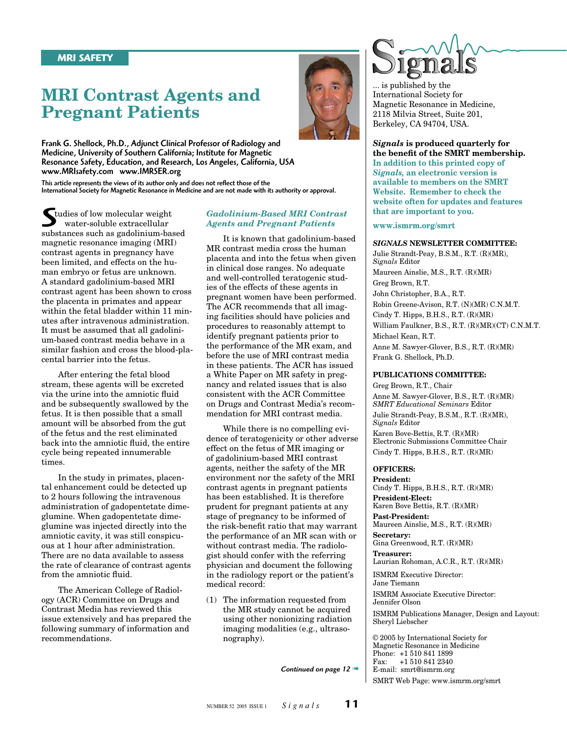MRI SAFETY

# MRI Contrast Agents and Pregnant Patients

**Frank G. Shellock, Ph.D., Adjunct Clinical Professor of Radiology and Medicine, University of Southern California; Institute for Magnetic Resonance Safety, Education, and Research, Los Angeles, California, USA**
**www.MRIsafety.com www.IMRSER.org**

This article represents the views of its author only and does not reflect those of the International Society for Magnetic Resonance in Medicine and are not made with its authority or approval.

Studies of low molecular weight water-soluble extracellular substances such as gadolinium-based magnetic resonance imaging (MRI) contrast agents in pregnancy have been limited, and effects on the human embryo or fetus are unknown. A standard gadolinium-based MRI contrast agent has been shown to cross the placenta in primates and appear within the fetal bladder within 11 minutes after intravenous administration. It must be assumed that all gadolinium-based contrast media behave in a similar fashion and cross the blood-placental barrier into the fetus.

After entering the fetal blood stream, these agents will be excreted via the urine into the amniotic fluid and be subsequently swallowed by the fetus. It is then possible that a small amount will be absorbed from the gut of the fetus and the rest eliminated back into the amniotic fluid, the entire cycle being repeated innumerable times.

In the study in primates, placental enhancement could be detected up to 2 hours following the intravenous administration of gadopentetate dimeglumine. When gadopentetate dimeglumine was injected directly into the amniotic cavity, it was still conspicuous at 1 hour after administration. There are no data available to assess the rate of clearance of contrast agents from the amniotic fluid.

The American College of Radiology (ACR) Committee on Drugs and Contrast Media has reviewed this issue extensively and has prepared the following summary of information and recommendations.

### *Gadolinium-Based MRI Contrast Agents and Pregnant Patients*

It is known that gadolinium-based MR contrast media cross the human placenta and into the fetus when given in clinical dose ranges. No adequate and well-controlled teratogenic studies of the effects of these agents in pregnant women have been performed. The ACR recommends that all imaging facilities should have policies and procedures to reasonably attempt to identify pregnant patients prior to the performance of the MR exam, and before the use of MRI contrast media in these patients. The ACR has issued a White Paper on MR safety in pregnancy and related issues that is also consistent with the ACR Committee on Drugs and Contrast Media's recommendation for MRI contrast media.

While there is no compelling evidence of teratogenicity or other adverse effect on the fetus of MR imaging or of gadolinium-based MRI contrast agents, neither the safety of the MR environment nor the safety of the MRI contrast agents in pregnant patients has been established. It is therefore prudent for pregnant patients at any stage of pregnancy to be informed of the risk-benefit ratio that may warrant the performance of an MR scan with or without contrast media. The radiologist should confer with the referring physician and document the following in the radiology report or the patient's medical record:

(1) The information requested from the MR study cannot be acquired using other nonionizing radiation imaging modalities (e.g., ultrasonography).

*Continued on page 12*

---

# Signals

... is published by the International Society for Magnetic Resonance in Medicine, 2118 Milvia Street, Suite 201, Berkeley, CA 94704, USA.

***Signals* is produced quarterly for the benefit of the SMRT membership. In addition to this printed copy of *Signals*, an electronic version is available to members on the SMRT Website. Remember to check the website often for updates and features that are important to you.**

**www.ismrm.org/smrt**

**SIGNALS NEWSLETTER COMMITTEE:**

Julie Strandt-Peay, B.S.M., R.T. (R)(MR), *Signals* Editor
Maureen Ainslie, M.S., R.T. (R)(MR)
Greg Brown, R.T.
John Christopher, B.A., R.T.
Robin Greene-Avison, R.T. (N)(MR) C.N.M.T.
Cindy T. Hipps, B.H.S., R.T. (R)(MR)
William Faulkner, B.S., R.T. (R)(MR)(CT) C.N.M.T.
Michael Kean, R.T.
Anne M. Sawyer-Glover, B.S., R.T. (R)(MR)
Frank G. Shellock, Ph.D.

**PUBLICATIONS COMMITTEE:**

Greg Brown, R.T., Chair
Anne M. Sawyer-Glover, B.S., R.T. (R)(MR) *SMRT Educational Seminars* Editor
Julie Strandt-Peay, B.S.M., R.T. (R)(MR), *Signals* Editor
Karen Bove-Bettis, R.T. (R)(MR) Electronic Submissions Committee Chair
Cindy T. Hipps, B.H.S., R.T. (R)(MR)

**OFFICERS:**

**President:** Cindy T. Hipps, B.H.S., R.T. (R)(MR)
**President-Elect:** Karen Bove Bettis, R.T. (R)(MR)
**Past-President:** Maureen Ainslie, M.S., R.T. (R)(MR)
**Secretary:** Gina Greenwood, R.T. (R)(MR)
**Treasurer:** Laurian Rohoman, A.C.R., R.T. (R)(MR)

ISMRM Executive Director: Jane Tiemann
ISMRM Associate Executive Director: Jennifer Olson
ISMRM Publications Manager, Design and Layout: Sheryl Liebscher

© 2005 by International Society for Magnetic Resonance in Medicine
Phone: +1 510 841 1899
Fax: +1 510 841 2340
E-mail: smrt@ismrm.org

SMRT Web Page: www.ismrm.org/smrt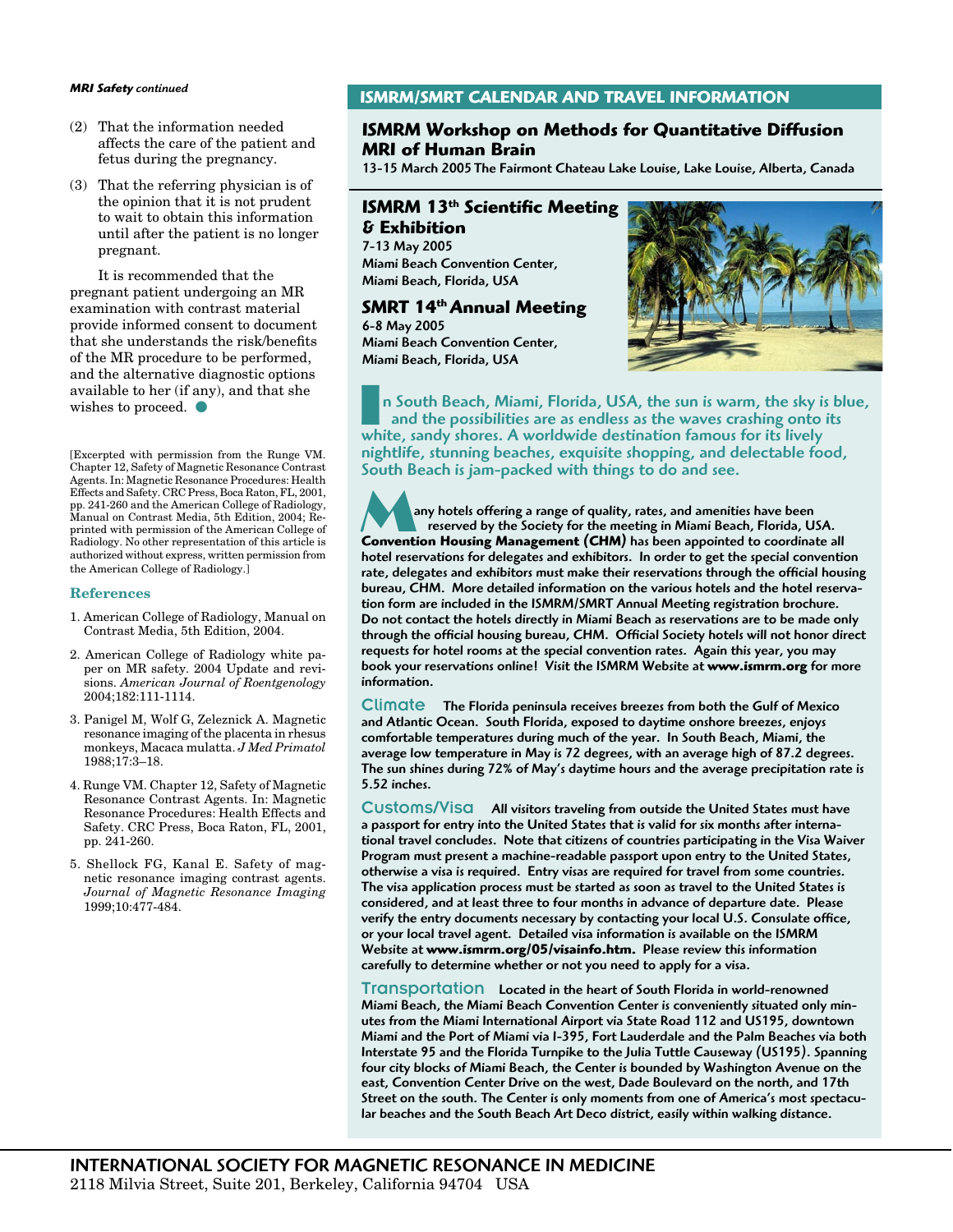*MRI Safety continued*

(2) That the information needed affects the care of the patient and fetus during the pregnancy.

(3) That the referring physician is of the opinion that it is not prudent to wait to obtain this information until after the patient is no longer pregnant.

It is recommended that the pregnant patient undergoing an MR examination with contrast material provide informed consent to document that she understands the risk/benefits of the MR procedure to be performed, and the alternative diagnostic options available to her (if any), and that she wishes to proceed. ●

[Excerpted with permission from the Runge VM. Chapter 12, Safety of Magnetic Resonance Contrast Agents. In: Magnetic Resonance Procedures: Health Effects and Safety. CRC Press, Boca Raton, FL, 2001, pp. 241-260 and the American College of Radiology, Manual on Contrast Media, 5th Edition, 2004; Reprinted with permission of the American College of Radiology. No other representation of this article is authorized without express, written permission from the American College of Radiology.]

### References

1. American College of Radiology, Manual on Contrast Media, 5th Edition, 2004.
2. American College of Radiology white paper on MR safety. 2004 Update and revisions. *American Journal of Roentgenology* 2004;182:111-1114.
3. Panigel M, Wolf G, Zeleznick A. Magnetic resonance imaging of the placenta in rhesus monkeys, Macaca mulatta. *J Med Primatol* 1988;17:3–18.
4. Runge VM. Chapter 12, Safety of Magnetic Resonance Contrast Agents. In: Magnetic Resonance Procedures: Health Effects and Safety. CRC Press, Boca Raton, FL, 2001, pp. 241-260.
5. Shellock FG, Kanal E. Safety of magnetic resonance imaging contrast agents. *Journal of Magnetic Resonance Imaging* 1999;10:477-484.

## ISMRM/SMRT CALENDAR AND TRAVEL INFORMATION

### ISMRM Workshop on Methods for Quantitative Diffusion MRI of Human Brain

13-15 March 2005 The Fairmont Chateau Lake Louise, Lake Louise, Alberta, Canada

### ISMRM 13th Scientific Meeting & Exhibition

7-13 May 2005
Miami Beach Convention Center,
Miami Beach, Florida, USA

### SMRT 14th Annual Meeting

6-8 May 2005
Miami Beach Convention Center,
Miami Beach, Florida, USA

In South Beach, Miami, Florida, USA, the sun is warm, the sky is blue, and the possibilities are as endless as the waves crashing onto its white, sandy shores. A worldwide destination famous for its lively nightlife, stunning beaches, exquisite shopping, and delectable food, South Beach is jam-packed with things to do and see.

Many hotels offering a range of quality, rates, and amenities have been reserved by the Society for the meeting in Miami Beach, Florida, USA. **Convention Housing Management (CHM)** has been appointed to coordinate all hotel reservations for delegates and exhibitors. In order to get the special convention rate, delegates and exhibitors must make their reservations through the official housing bureau, CHM. More detailed information on the various hotels and the hotel reservation form are included in the ISMRM/SMRT Annual Meeting registration brochure. Do not contact the hotels directly in Miami Beach as reservations are to be made only through the official housing bureau, CHM. Official Society hotels will not honor direct requests for hotel rooms at the special convention rates. Again this year, you may book your reservations online! Visit the ISMRM Website at **www.ismrm.org** for more information.

**Climate** The Florida peninsula receives breezes from both the Gulf of Mexico and Atlantic Ocean. South Florida, exposed to daytime onshore breezes, enjoys comfortable temperatures during much of the year. In South Beach, Miami, the average low temperature in May is 72 degrees, with an average high of 87.2 degrees. The sun shines during 72% of May's daytime hours and the average precipitation rate is 5.52 inches.

**Customs/Visa** All visitors traveling from outside the United States must have a passport for entry into the United States that is valid for six months after international travel concludes. Note that citizens of countries participating in the Visa Waiver Program must present a machine-readable passport upon entry to the United States, otherwise a visa is required. Entry visas are required for travel from some countries. The visa application process must be started as soon as travel to the United States is considered, and at least three to four months in advance of departure date. Please verify the entry documents necessary by contacting your local U.S. Consulate office, or your local travel agent. Detailed visa information is available on the ISMRM Website at **www.ismrm.org/05/visainfo.htm.** Please review this information carefully to determine whether or not you need to apply for a visa.

**Transportation** Located in the heart of South Florida in world-renowned Miami Beach, the Miami Beach Convention Center is conveniently situated only minutes from the Miami International Airport via State Road 112 and US195, downtown Miami and the Port of Miami via I-395, Fort Lauderdale and the Palm Beaches via both Interstate 95 and the Florida Turnpike to the Julia Tuttle Causeway (US195). Spanning four city blocks of Miami Beach, the Center is bounded by Washington Avenue on the east, Convention Center Drive on the west, Dade Boulevard on the north, and 17th Street on the south. The Center is only moments from one of America's most spectacular beaches and the South Beach Art Deco district, easily within walking distance.

**INTERNATIONAL SOCIETY FOR MAGNETIC RESONANCE IN MEDICINE**
2118 Milvia Street, Suite 201, Berkeley, California 94704 USA